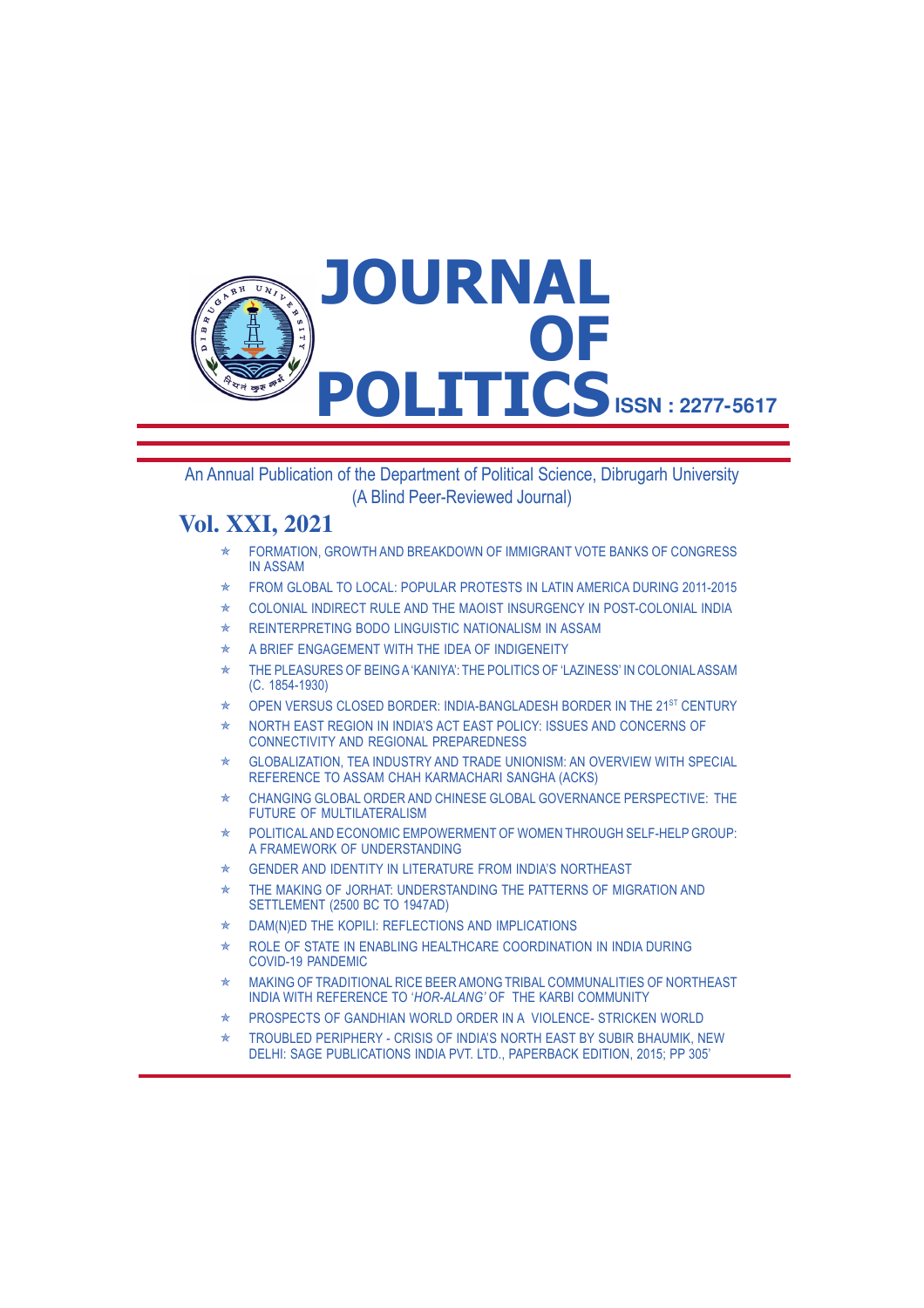# JOURNAL OF POLITICS

ISSN : 2277-5617

An Annual Publication of the Department of Political Science, Dibrugarh University
(A Blind Peer-Reviewed Journal)

## Vol. XXI, 2021

- FORMATION, GROWTH AND BREAKDOWN OF IMMIGRANT VOTE BANKS OF CONGRESS IN ASSAM
- FROM GLOBAL TO LOCAL: POPULAR PROTESTS IN LATIN AMERICA DURING 2011-2015
- COLONIAL INDIRECT RULE AND THE MAOIST INSURGENCY IN POST-COLONIAL INDIA
- REINTERPRETING BODO LINGUISTIC NATIONALISM IN ASSAM
- A BRIEF ENGAGEMENT WITH THE IDEA OF INDIGENEITY
- THE PLEASURES OF BEING A 'KANIYA': THE POLITICS OF 'LAZINESS' IN COLONIAL ASSAM (C. 1854-1930)
- OPEN VERSUS CLOSED BORDER: INDIA-BANGLADESH BORDER IN THE 21ST CENTURY
- NORTH EAST REGION IN INDIA'S ACT EAST POLICY: ISSUES AND CONCERNS OF CONNECTIVITY AND REGIONAL PREPAREDNESS
- GLOBALIZATION, TEA INDUSTRY AND TRADE UNIONISM: AN OVERVIEW WITH SPECIAL REFERENCE TO ASSAM CHAH KARMACHARI SANGHA (ACKS)
- CHANGING GLOBAL ORDER AND CHINESE GLOBAL GOVERNANCE PERSPECTIVE: THE FUTURE OF MULTILATERALISM
- POLITICAL AND ECONOMIC EMPOWERMENT OF WOMEN THROUGH SELF-HELP GROUP: A FRAMEWORK OF UNDERSTANDING
- GENDER AND IDENTITY IN LITERATURE FROM INDIA'S NORTHEAST
- THE MAKING OF JORHAT: UNDERSTANDING THE PATTERNS OF MIGRATION AND SETTLEMENT (2500 BC TO 1947AD)
- DAM(N)ED THE KOPILI: REFLECTIONS AND IMPLICATIONS
- ROLE OF STATE IN ENABLING HEALTHCARE COORDINATION IN INDIA DURING COVID-19 PANDEMIC
- MAKING OF TRADITIONAL RICE BEER AMONG TRIBAL COMMUNALITIES OF NORTHEAST INDIA WITH REFERENCE TO '*HOR-ALANG*' OF THE KARBI COMMUNITY
- PROSPECTS OF GANDHIAN WORLD ORDER IN A VIOLENCE- STRICKEN WORLD
- TROUBLED PERIPHERY - CRISIS OF INDIA'S NORTH EAST BY SUBIR BHAUMIK, NEW DELHI: SAGE PUBLICATIONS INDIA PVT. LTD., PAPERBACK EDITION, 2015; PP 305'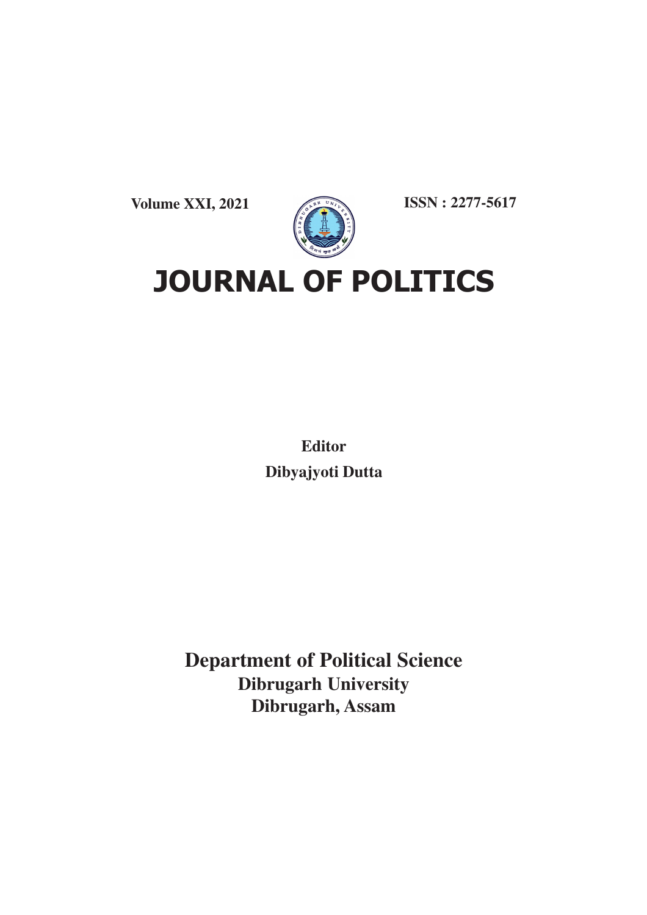Volume XXI, 2021

ISSN : 2277-5617

# JOURNAL OF POLITICS

**Editor**

**Dibyajyoti Dutta**

**Department of Political Science**

**Dibrugarh University**

**Dibrugarh, Assam**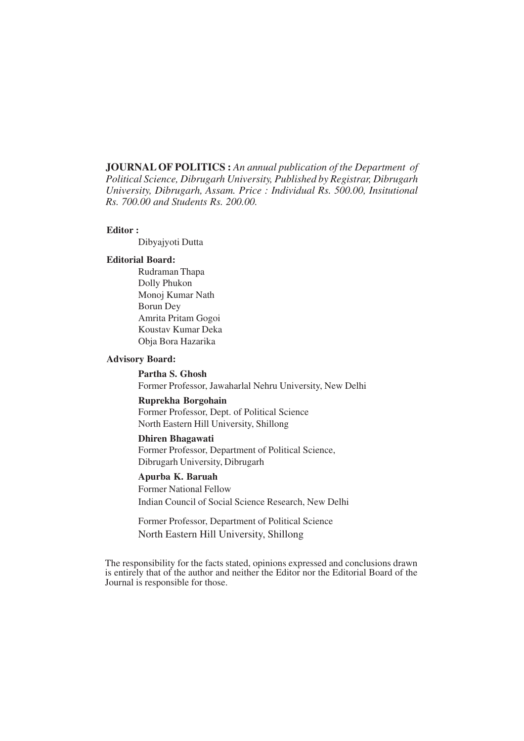**JOURNAL OF POLITICS :** *An annual publication of the Department of Political Science, Dibrugarh University, Published by Registrar, Dibrugarh University, Dibrugarh, Assam. Price : Individual Rs. 500.00, Insitutional Rs. 700.00 and Students Rs. 200.00.*

**Editor :**

Dibyajyoti Dutta

**Editorial Board:**

Rudraman Thapa
Dolly Phukon
Monoj Kumar Nath
Borun Dey
Amrita Pritam Gogoi
Koustav Kumar Deka
Obja Bora Hazarika

**Advisory Board:**

**Partha S. Ghosh**
Former Professor, Jawaharlal Nehru University, New Delhi

**Ruprekha Borgohain**
Former Professor, Dept. of Political Science
North Eastern Hill University, Shillong

**Dhiren Bhagawati**
Former Professor, Department of Political Science,
Dibrugarh University, Dibrugarh

**Apurba K. Baruah**
Former National Fellow
Indian Council of Social Science Research, New Delhi

Former Professor, Department of Political Science
North Eastern Hill University, Shillong

The responsibility for the facts stated, opinions expressed and conclusions drawn is entirely that of the author and neither the Editor nor the Editorial Board of the Journal is responsible for those.